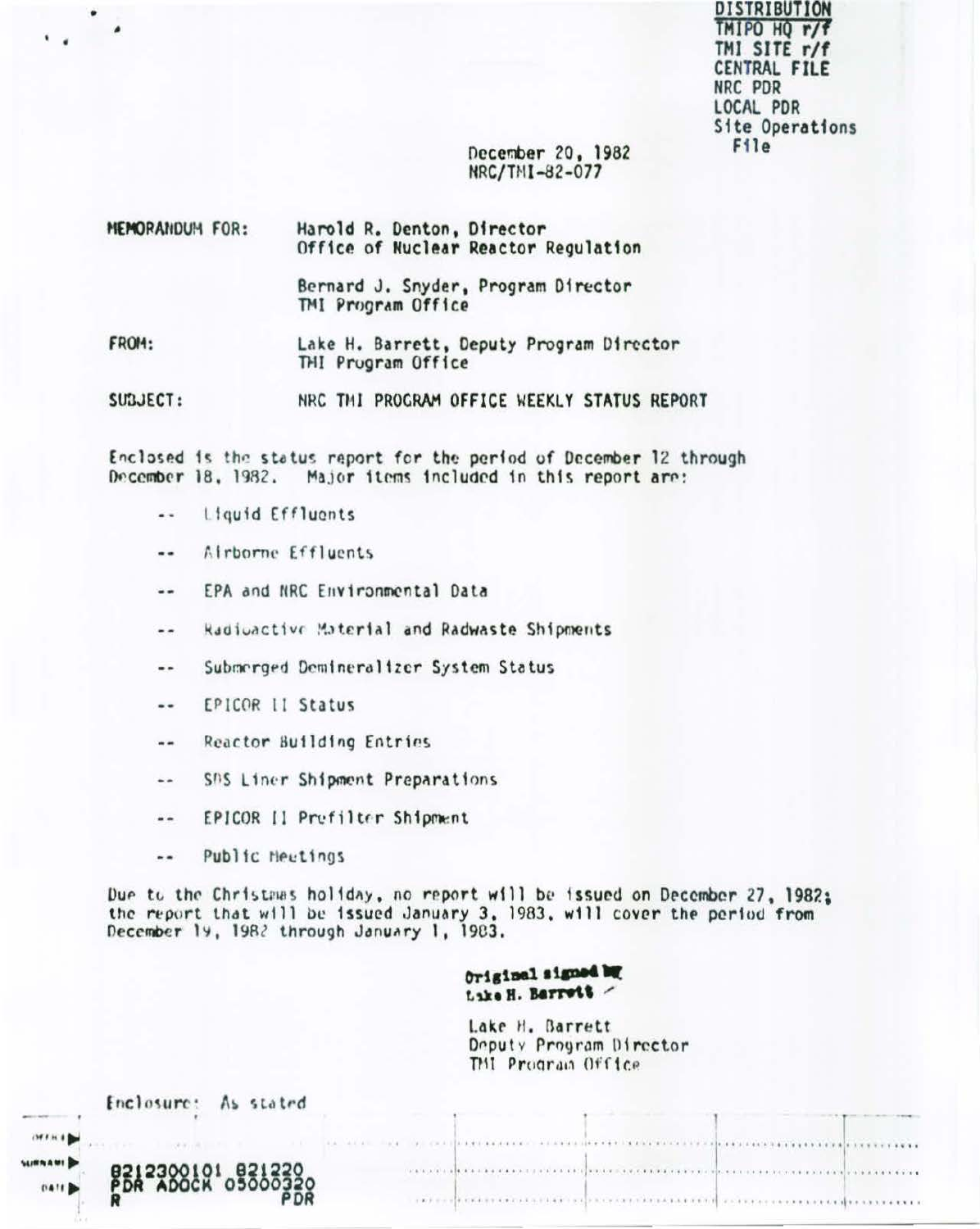DISTRIBUTION
TMIPO HQ r/f
TMI SITE r/f
CENTRAL FILE
NRC PDR
LOCAL PDR
Site Operations File

December 20, 1982
NRC/TMI-82-077

MEMORANDUM FOR: Harold R. Denton, Director
Office of Nuclear Reactor Regulation

Bernard J. Snyder, Program Director
TMI Program Office

FROM: Lake H. Barrett, Deputy Program Director
TMI Program Office

SUBJECT: NRC TMI PROGRAM OFFICE WEEKLY STATUS REPORT

Enclosed is the status report for the period of December 12 through December 18, 1982. Major items included in this report are:

-- Liquid Effluents

-- Airborne Effluents

-- EPA and NRC Environmental Data

-- Radioactive Material and Radwaste Shipments

-- Submerged Demineralizer System Status

-- EPICOR II Status

-- Reactor Building Entries

-- SDS Liner Shipment Preparations

-- EPICOR II Prefilter Shipment

-- Public Meetings

Due to the Christmas holiday, no report will be issued on December 27, 1982; the report that will be issued January 3, 1983, will cover the period from December 19, 1982 through January 1, 1983.

Original signed by
Lake H. Barrett

Lake H. Barrett
Deputy Program Director
TMI Program Office

Enclosure: As stated

8212300101 821220
PDR ADOCK 05000320
R PDR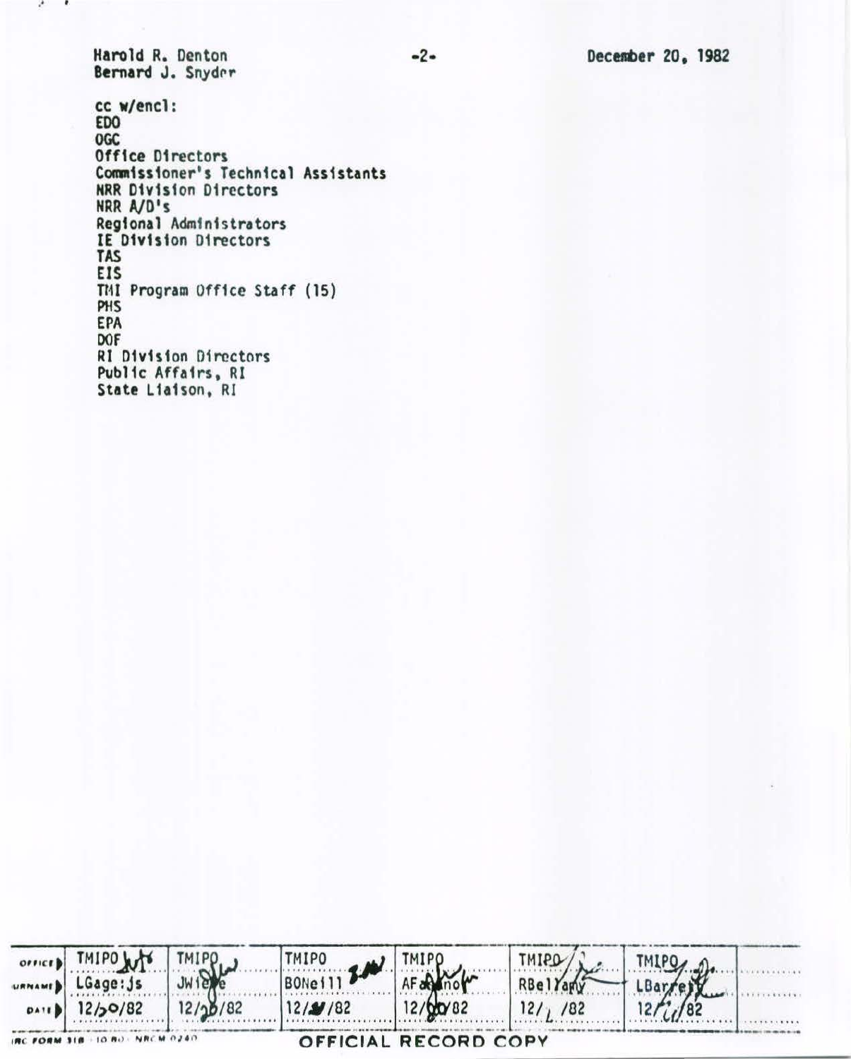Harold R. Denton
Bernard J. Snyder

December 20, 1982

cc w/encl:
EDO
OGC
Office Directors
Commissioner's Technical Assistants
NRR Division Directors
NRR A/D's
Regional Administrators
IE Division Directors
TAS
EIS
TMI Program Office Staff (15)
PHS
EPA
DOF
RI Division Directors
Public Affairs, RI
State Liaison, RI

| OFFICE | TMIPO | TMIPO | TMIPO | TMIPO | TMIPO | TMIPO | |
|---|---|---|---|---|---|---|---|
| SURNAME | LGage:js | JWiebe | BONeill | AFasano | RBellamy | LBarrett | |
| DATE | 12/20/82 | 12/20/82 | 12/ /82 | 12/20/82 | 12/ /82 | 12/ /82 | |

NRC FORM 318 (10-80) NRCM 0240

OFFICIAL RECORD COPY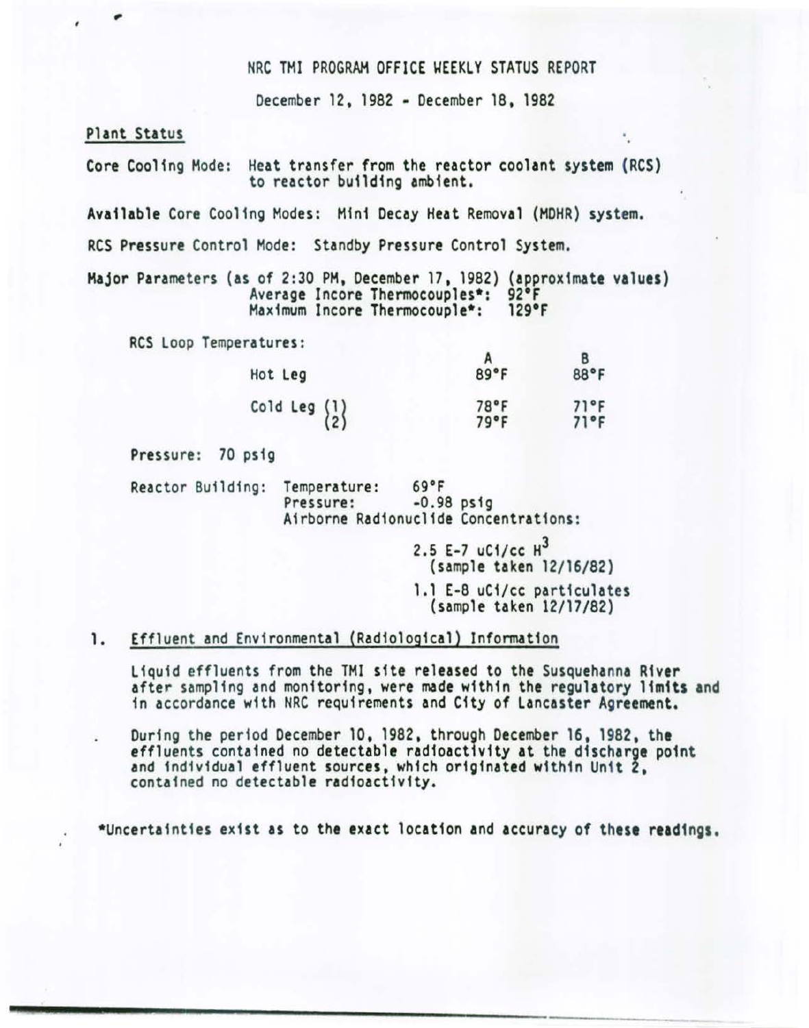# NRC TMI PROGRAM OFFICE WEEKLY STATUS REPORT

December 12, 1982 - December 18, 1982

## Plant Status

Core Cooling Mode: Heat transfer from the reactor coolant system (RCS) to reactor building ambient.

Available Core Cooling Modes: Mini Decay Heat Removal (MDHR) system.

RCS Pressure Control Mode: Standby Pressure Control System.

Major Parameters (as of 2:30 PM, December 17, 1982) (approximate values)
Average Incore Thermocouples*: 92°F
Maximum Incore Thermocouple*: 129°F

RCS Loop Temperatures:

| | A | B |
|---|---|---|
| Hot Leg | 89°F | 88°F |
| Cold Leg (1) | 78°F | 71°F |
| Cold Leg (2) | 79°F | 71°F |

Pressure: 70 psig

Reactor Building: Temperature: 69°F
Pressure: -0.98 psig
Airborne Radionuclide Concentrations:

2.5 E-7 uCi/cc $H^3$
(sample taken 12/16/82)

1.1 E-8 uCi/cc particulates
(sample taken 12/17/82)

## 1. Effluent and Environmental (Radiological) Information

Liquid effluents from the TMI site released to the Susquehanna River after sampling and monitoring, were made within the regulatory limits and in accordance with NRC requirements and City of Lancaster Agreement.

During the period December 10, 1982, through December 16, 1982, the effluents contained no detectable radioactivity at the discharge point and individual effluent sources, which originated within Unit 2, contained no detectable radioactivity.

*Uncertainties exist as to the exact location and accuracy of these readings.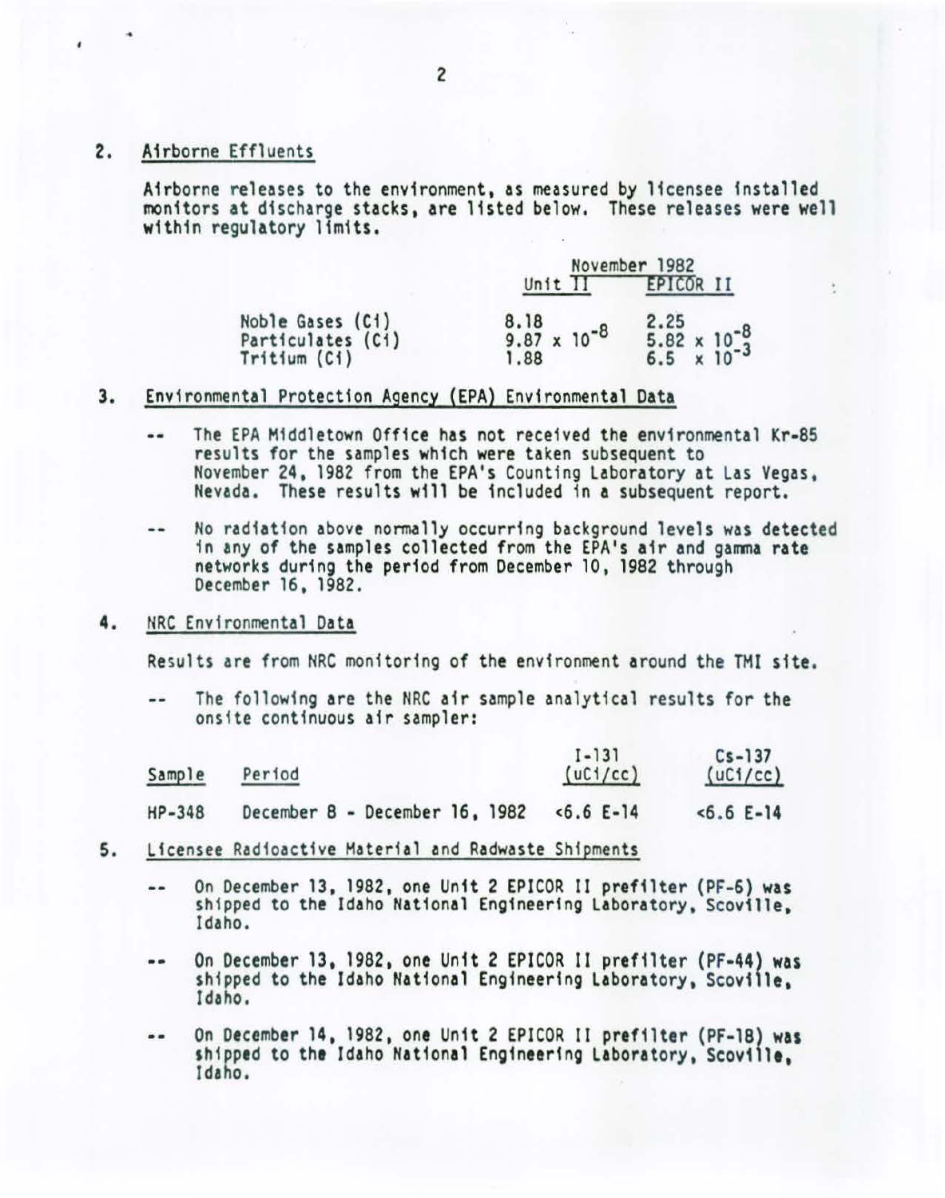2. Airborne Effluents

Airborne releases to the environment, as measured by licensee installed monitors at discharge stacks, are listed below. These releases were well within regulatory limits.

| | November 1982 | |
|---|---|---|
| | Unit II | EPICOR II |
| Noble Gases (Ci) | 8.18 | 2.25 |
| Particulates (Ci) | $9.87 \times 10^{-8}$ | $5.82 \times 10^{-8}$ |
| Tritium (Ci) | 1.88 | $6.5 \times 10^{-3}$ |

3. Environmental Protection Agency (EPA) Environmental Data

-- The EPA Middletown Office has not received the environmental Kr-85 results for the samples which were taken subsequent to November 24, 1982 from the EPA's Counting Laboratory at Las Vegas, Nevada. These results will be included in a subsequent report.

-- No radiation above normally occurring background levels was detected in any of the samples collected from the EPA's air and gamma rate networks during the period from December 10, 1982 through December 16, 1982.

4. NRC Environmental Data

Results are from NRC monitoring of the environment around the TMI site.

-- The following are the NRC air sample analytical results for the onsite continuous air sampler:

| Sample | Period | I-131 (uCi/cc) | Cs-137 (uCi/cc) |
|---|---|---|---|
| HP-348 | December 8 - December 16, 1982 | <6.6 E-14 | <6.6 E-14 |

5. Licensee Radioactive Material and Radwaste Shipments

-- On December 13, 1982, one Unit 2 EPICOR II prefilter (PF-6) was shipped to the Idaho National Engineering Laboratory, Scoville, Idaho.

-- On December 13, 1982, one Unit 2 EPICOR II prefilter (PF-44) was shipped to the Idaho National Engineering Laboratory, Scoville, Idaho.

-- On December 14, 1982, one Unit 2 EPICOR II prefilter (PF-18) was shipped to the Idaho National Engineering Laboratory, Scoville, Idaho.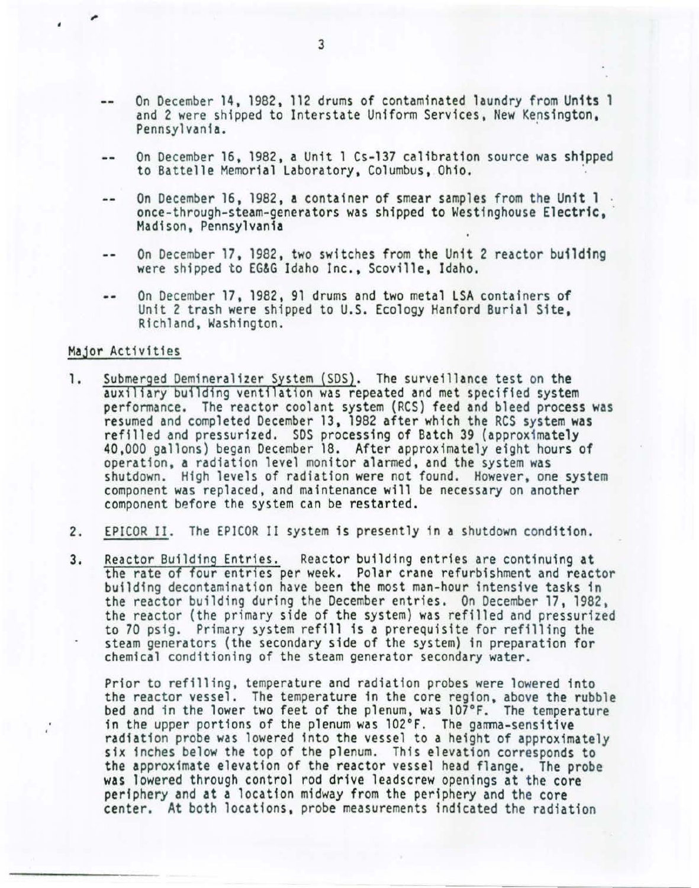-- On December 14, 1982, 112 drums of contaminated laundry from Units 1 and 2 were shipped to Interstate Uniform Services, New Kensington, Pennsylvania.

-- On December 16, 1982, a Unit 1 Cs-137 calibration source was shipped to Battelle Memorial Laboratory, Columbus, Ohio.

-- On December 16, 1982, a container of smear samples from the Unit 1 once-through-steam-generators was shipped to Westinghouse Electric, Madison, Pennsylvania

-- On December 17, 1982, two switches from the Unit 2 reactor building were shipped to EG&G Idaho Inc., Scoville, Idaho.

-- On December 17, 1982, 91 drums and two metal LSA containers of Unit 2 trash were shipped to U.S. Ecology Hanford Burial Site, Richland, Washington.

## Major Activities

1. Submerged Demineralizer System (SDS). The surveillance test on the auxiliary building ventilation was repeated and met specified system performance. The reactor coolant system (RCS) feed and bleed process was resumed and completed December 13, 1982 after which the RCS system was refilled and pressurized. SDS processing of Batch 39 (approximately 40,000 gallons) began December 18. After approximately eight hours of operation, a radiation level monitor alarmed, and the system was shutdown. High levels of radiation were not found. However, one system component was replaced, and maintenance will be necessary on another component before the system can be restarted.

2. EPICOR II. The EPICOR II system is presently in a shutdown condition.

3. Reactor Building Entries. Reactor building entries are continuing at the rate of four entries per week. Polar crane refurbishment and reactor building decontamination have been the most man-hour intensive tasks in the reactor building during the December entries. On December 17, 1982, the reactor (the primary side of the system) was refilled and pressurized to 70 psig. Primary system refill is a prerequisite for refilling the steam generators (the secondary side of the system) in preparation for chemical conditioning of the steam generator secondary water.

   Prior to refilling, temperature and radiation probes were lowered into the reactor vessel. The temperature in the core region, above the rubble bed and in the lower two feet of the plenum, was 107°F. The temperature in the upper portions of the plenum was 102°F. The gamma-sensitive radiation probe was lowered into the vessel to a height of approximately six inches below the top of the plenum. This elevation corresponds to the approximate elevation of the reactor vessel head flange. The probe was lowered through control rod drive leadscrew openings at the core periphery and at a location midway from the periphery and the core center. At both locations, probe measurements indicated the radiation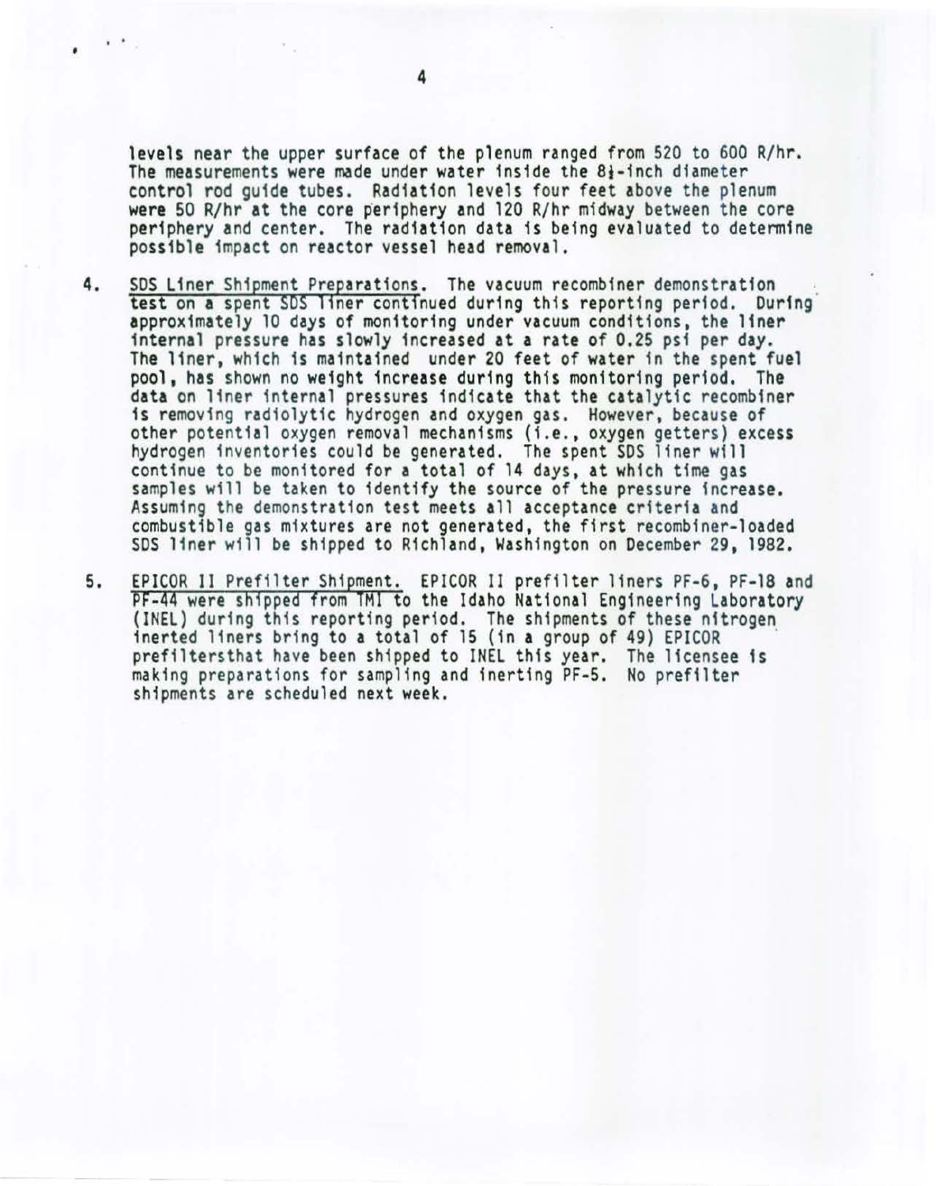levels near the upper surface of the plenum ranged from 520 to 600 R/hr. The measurements were made under water inside the 8½-inch diameter control rod guide tubes. Radiation levels four feet above the plenum were 50 R/hr at the core periphery and 120 R/hr midway between the core periphery and center. The radiation data is being evaluated to determine possible impact on reactor vessel head removal.

4. <u>SDS Liner Shipment Preparations</u>. The vacuum recombiner demonstration test on a spent SDS liner continued during this reporting period. During approximately 10 days of monitoring under vacuum conditions, the liner internal pressure has slowly increased at a rate of 0.25 psi per day. The liner, which is maintained under 20 feet of water in the spent fuel pool, has shown no weight increase during this monitoring period. The data on liner internal pressures indicate that the catalytic recombiner is removing radiolytic hydrogen and oxygen gas. However, because of other potential oxygen removal mechanisms (i.e., oxygen getters) excess hydrogen inventories could be generated. The spent SDS liner will continue to be monitored for a total of 14 days, at which time gas samples will be taken to identify the source of the pressure increase. Assuming the demonstration test meets all acceptance criteria and combustible gas mixtures are not generated, the first recombiner-loaded SDS liner will be shipped to Richland, Washington on December 29, 1982.

5. <u>EPICOR II Prefilter Shipment.</u> EPICOR II prefilter liners PF-6, PF-18 and PF-44 were shipped from TMI to the Idaho National Engineering Laboratory (INEL) during this reporting period. The shipments of these nitrogen inerted liners bring to a total of 15 (in a group of 49) EPICOR prefiltersthat have been shipped to INEL this year. The licensee is making preparations for sampling and inerting PF-5. No prefilter shipments are scheduled next week.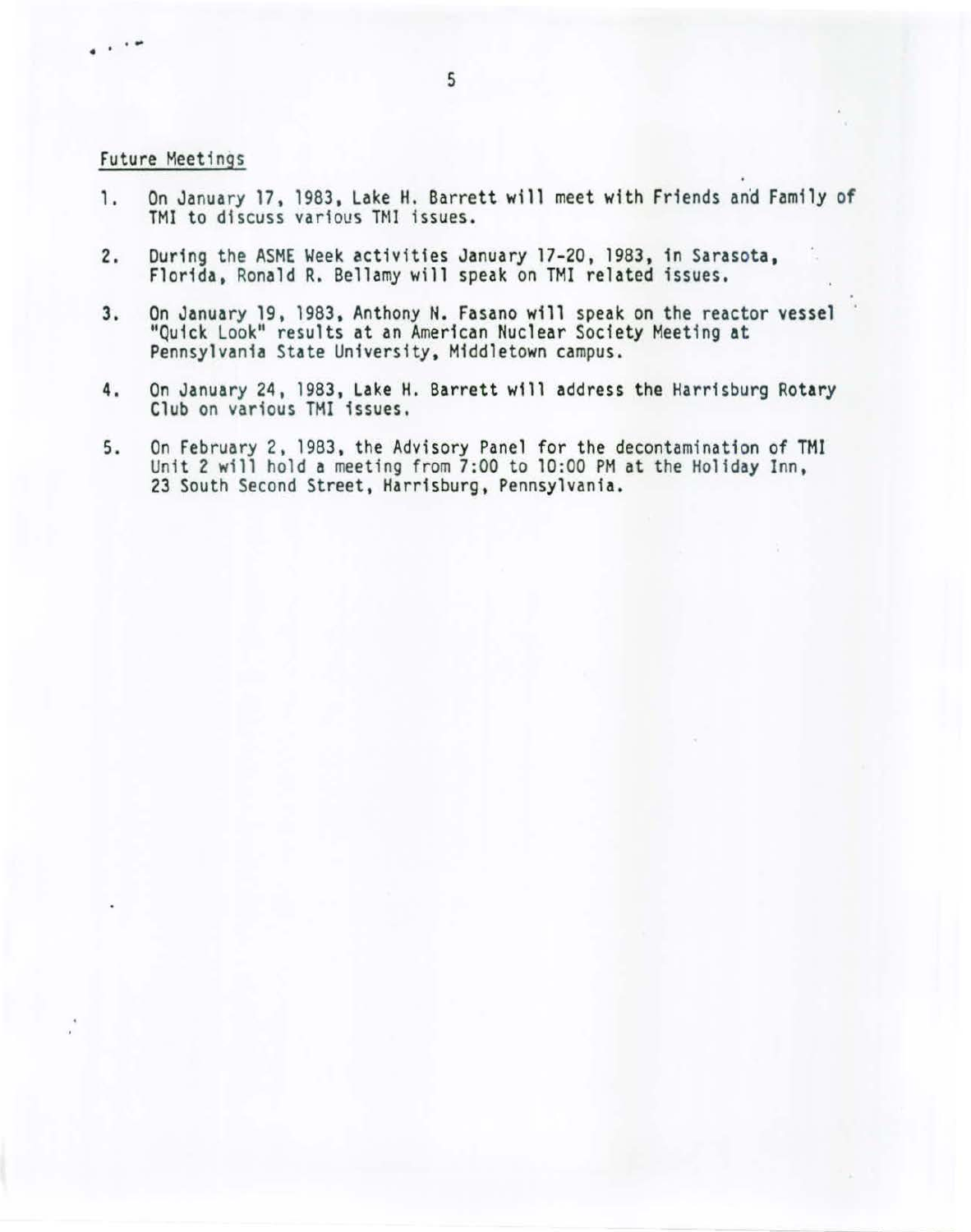Future Meetings

1. On January 17, 1983, Lake H. Barrett will meet with Friends and Family of TMI to discuss various TMI issues.

2. During the ASME Week activities January 17-20, 1983, in Sarasota, Florida, Ronald R. Bellamy will speak on TMI related issues.

3. On January 19, 1983, Anthony N. Fasano will speak on the reactor vessel "Quick Look" results at an American Nuclear Society Meeting at Pennsylvania State University, Middletown campus.

4. On January 24, 1983, Lake H. Barrett will address the Harrisburg Rotary Club on various TMI issues.

5. On February 2, 1983, the Advisory Panel for the decontamination of TMI Unit 2 will hold a meeting from 7:00 to 10:00 PM at the Holiday Inn, 23 South Second Street, Harrisburg, Pennsylvania.